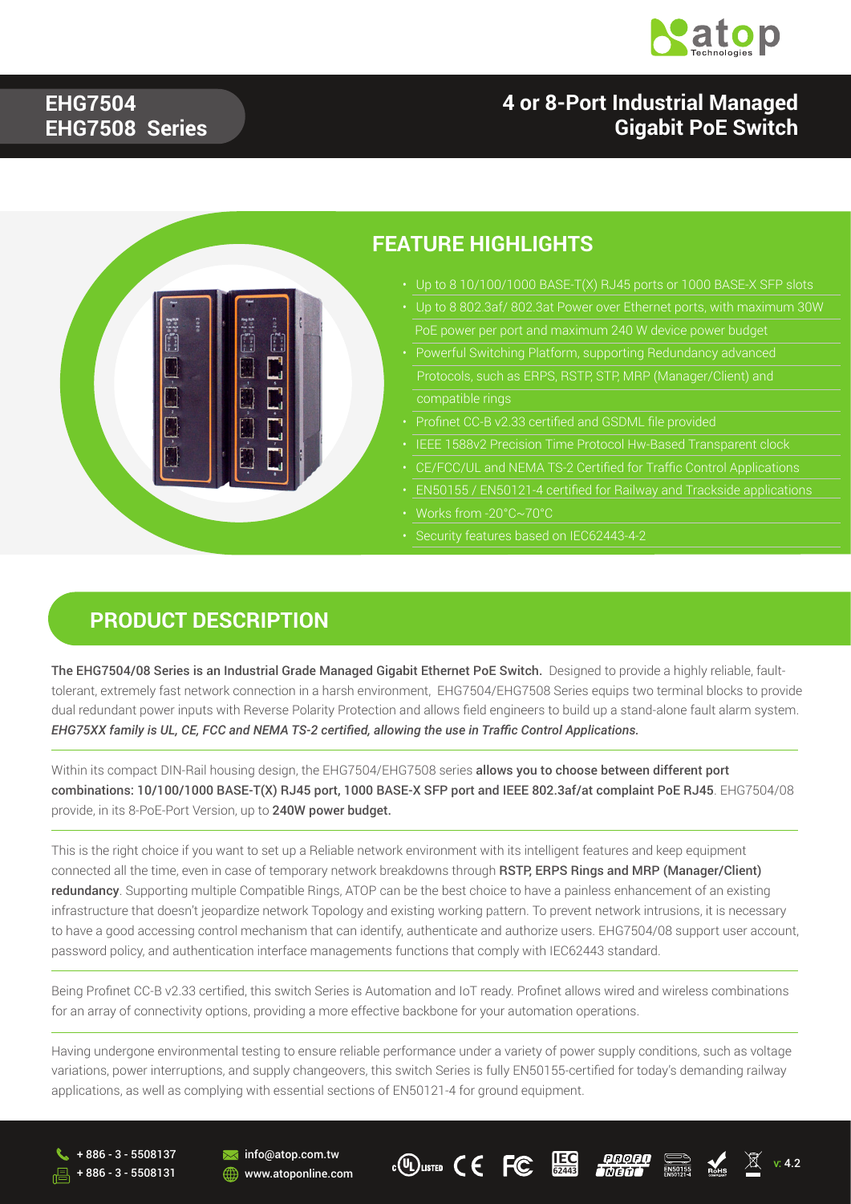# EHG7504 EHG7508 Series

## 4 or 8-Port Industrial Managed Gigabit PoE Switch

## FEATURE HIGHLIGHTS

- Up to 8 10/100/1000 BASE-T(X) RJ45 ports or 1000 BASE-X SFP slots
- Up to 8 802.3af/ 802.3at Power over Ethernet ports, with maximum 30W PoE power per port and maximum 240 W device power budget
- Powerful Switching Platform, supporting Redundancy advanced Protocols, such as ERPS, RSTP, STP, MRP (Manager/Client) and compatible rings
- Profinet CC-B v2.33 certified and GSDML file provided
- IEEE 1588v2 Precision Time Protocol Hw-Based Transparent clock
- CE/FCC/UL and NEMA TS-2 Certified for Traffic Control Applications
- EN50155 / EN50121-4 certified for Railway and Trackside applications
- Works from -20°C~70°C
- Security features based on IEC62443-4-2

## PRODUCT DESCRIPTION

**The EHG7504/08 Series is an Industrial Grade Managed Gigabit Ethernet PoE Switch.** Designed to provide a highly reliable, fault-tolerant, extremely fast network connection in a harsh environment, EHG7504/EHG7508 Series equips two terminal blocks to provide dual redundant power inputs with Reverse Polarity Protection and allows field engineers to build up a stand-alone fault alarm system. ***EHG75XX family is UL, CE, FCC and NEMA TS-2 certified, allowing the use in Traffic Control Applications.***

Within its compact DIN-Rail housing design, the EHG7504/EHG7508 series **allows you to choose between different port combinations: 10/100/1000 BASE-T(X) RJ45 port, 1000 BASE-X SFP port and IEEE 802.3af/at complaint PoE RJ45**. EHG7504/08 provide, in its 8-PoE-Port Version, up to **240W power budget.**

This is the right choice if you want to set up a Reliable network environment with its intelligent features and keep equipment connected all the time, even in case of temporary network breakdowns through **RSTP, ERPS Rings and MRP (Manager/Client) redundancy**. Supporting multiple Compatible Rings, ATOP can be the best choice to have a painless enhancement of an existing infrastructure that doesn't jeopardize network Topology and existing working pattern. To prevent network intrusions, it is necessary to have a good accessing control mechanism that can identify, authenticate and authorize users. EHG7504/08 support user account, password policy, and authentication interface managements functions that comply with IEC62443 standard.

Being Profinet CC-B v2.33 certified, this switch Series is Automation and IoT ready. Profinet allows wired and wireless combinations for an array of connectivity options, providing a more effective backbone for your automation operations.

Having undergone environmental testing to ensure reliable performance under a variety of power supply conditions, such as voltage variations, power interruptions, and supply changeovers, this switch Series is fully EN50155-certified for today's demanding railway applications, as well as complying with essential sections of EN50121-4 for ground equipment.

+ 886 - 3 - 5508137
+ 886 - 3 - 5508131
info@atop.com.tw
www.atoponline.com
v: 4.2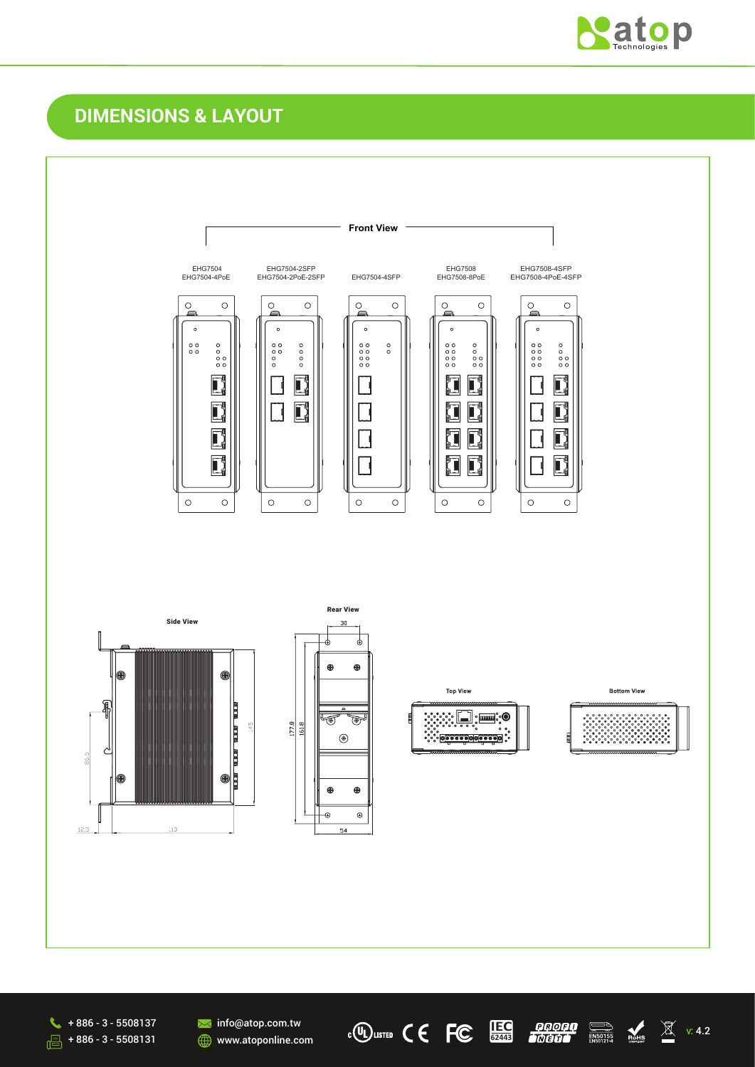## DIMENSIONS & LAYOUT

**Front View**

EHG7504
EHG7504-4PoE

EHG7504-2SFP
EHG7504-2PoE-2SFP

EHG7504-4SFP

EHG7508
EHG7508-8PoE

EHG7508-4SFP
EHG7508-4PoE-4SFP

**Side View**

86.5

145

12.5

113

**Rear View**

30

177.8

161.8

54

**Top View**

**Bottom View**

+ 886 - 3 - 5508137
+ 886 - 3 - 5508131
info@atop.com.tw
www.atoponline.com

v: 4.2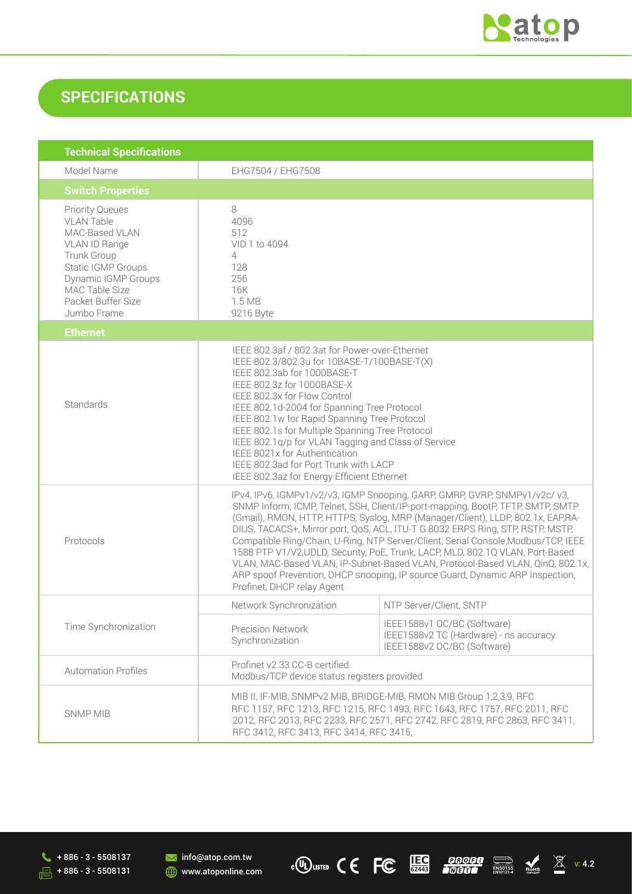## SPECIFICATIONS

| Technical Specifications | | |
|---|---|---|
| Model Name | EHG7504 / EHG7508 | |
| **Switch Properties** | | |
| Priority Queues<br>VLAN Table<br>MAC-Based VLAN<br>VLAN ID Range<br>Trunk Group<br>Static IGMP Groups<br>Dynamic IGMP Groups<br>MAC Table Size<br>Packet Buffer Size<br>Jumbo Frame | 8<br>4096<br>512<br>VID 1 to 4094<br>4<br>128<br>256<br>16K<br>1.5 MB<br>9216 Byte | |
| **Ethernet** | | |
| Standards | IEEE 802.3af / 802.3at for Power-over-Ethernet<br>IEEE 802.3/802.3u for 10BASE-T/100BASE-T(X)<br>IEEE 802.3ab for 1000BASE-T<br>IEEE 802.3z for 1000BASE-X<br>IEEE 802.3x for Flow Control<br>IEEE 802.1d-2004 for Spanning Tree Protocol<br>IEEE 802.1w for Rapid Spanning Tree Protocol<br>IEEE 802.1s for Multiple Spanning Tree Protocol<br>IEEE 802.1q/p for VLAN Tagging and Class of Service<br>IEEE 8021x for Authentication<br>IEEE 802.3ad for Port Trunk with LACP<br>IEEE 802.3az for Energy Efficient Ethernet | |
| Protocols | IPv4, IPv6, IGMPv1/v2/v3, IGMP Snooping, GARP, GMRP, GVRP, SNMPv1/v2c/ v3, SNMP Inform, ICMP, Telnet, SSH, Client/IP-port-mapping, BootP, TFTP, SMTP, SMTP (Gmail), RMON, HTTP, HTTPS, Syslog, MRP (Manager/Client), LLDP, 802.1x, EAP,RA-DIUS, TACACS+, Mirror port, QoS, ACL, ITU-T G.8032 ERPS Ring, STP, RSTP, MSTP, Compatible Ring/Chain, U-Ring, NTP Server/Client, Serial Console,Modbus/TCP, IEEE 1588 PTP V1/V2,UDLD, Security, PoE, Trunk, LACP, MLD, 802.1Q VLAN, Port-Based VLAN, MAC-Based VLAN, IP-Subnet-Based VLAN, Protocol-Based VLAN, QinQ, 802.1x, ARP spoof Prevention, DHCP snooping, IP source Guard, Dynamic ARP Inspection, Profinet, DHCP relay Agent | |
| Time Synchronization | Network Synchronization | NTP Server/Client, SNTP |
| | Precision Network Synchronization | IEEE1588v1 OC/BC (Software)<br>IEEE1588v2 TC (Hardware) - ns accuracy<br>IEEE1588v2 OC/BC (Software) |
| Automation Profiles | Profinet v2.33 CC-B certified<br>Modbus/TCP device status registers provided | |
| SNMP MIB | MIB II, IF-MIB, SNMPv2 MIB, BRIDGE-MIB, RMON MIB Group 1,2,3,9, RFC RFC 1157, RFC 1213, RFC 1215, RFC 1493, RFC 1643, RFC 1757, RFC 2011, RFC 2012, RFC 2013, RFC 2233, RFC 2571, RFC 2742, RFC 2819, RFC 2863, RFC 3411, RFC 3412, RFC 3413, RFC 3414, RFC 3415, | |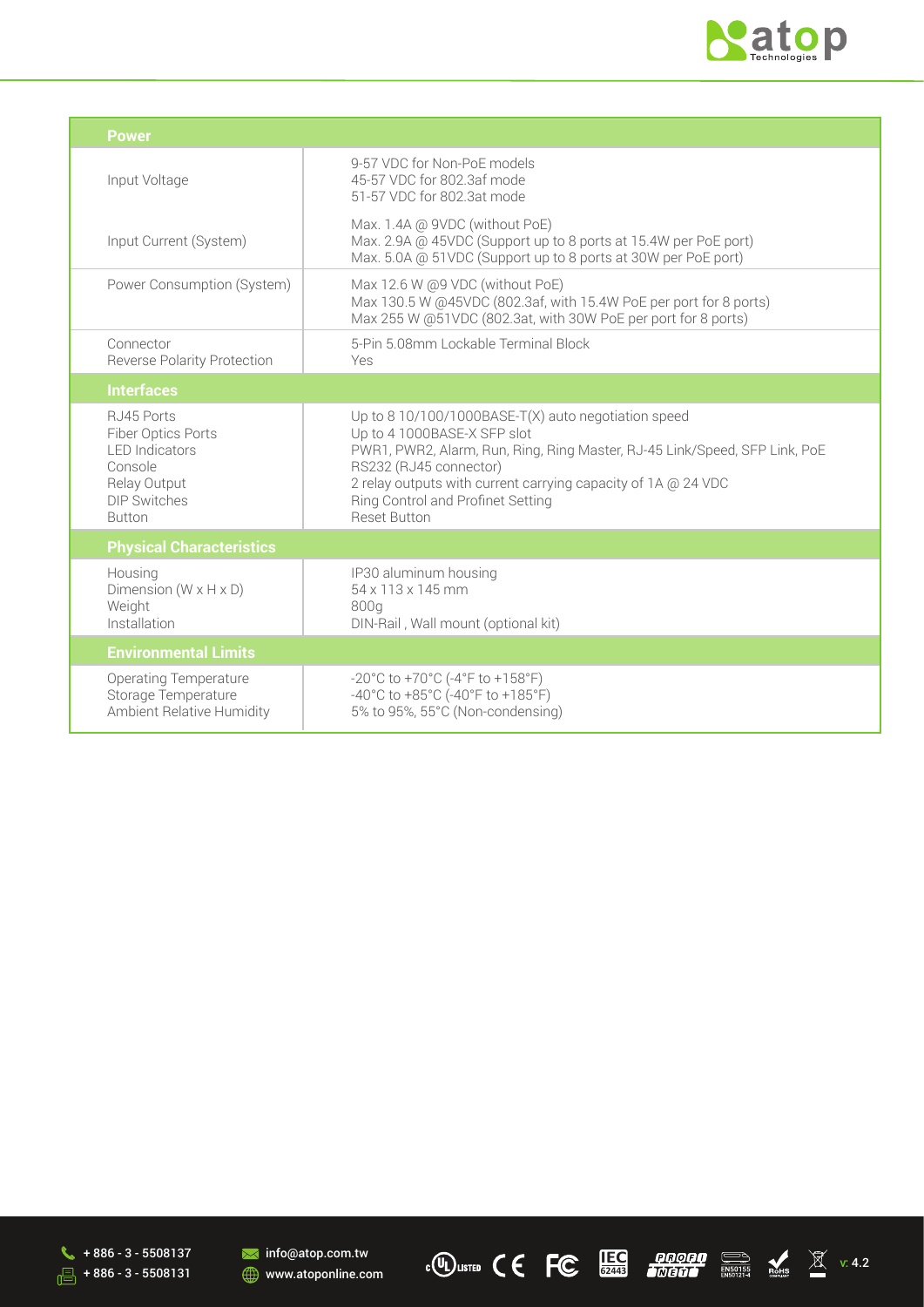| Power | |
|---|---|
| Input Voltage | 9-57 VDC for Non-PoE models<br>45-57 VDC for 802.3af mode<br>51-57 VDC for 802.3at mode |
| Input Current (System) | Max. 1.4A @ 9VDC (without PoE)<br>Max. 2.9A @ 45VDC (Support up to 8 ports at 15.4W per PoE port)<br>Max. 5.0A @ 51VDC (Support up to 8 ports at 30W per PoE port) |
| Power Consumption (System) | Max 12.6 W @9 VDC (without PoE)<br>Max 130.5 W @45VDC (802.3af, with 15.4W PoE per port for 8 ports)<br>Max 255 W @51VDC (802.3at, with 30W PoE per port for 8 ports) |
| Connector<br>Reverse Polarity Protection | 5-Pin 5.08mm Lockable Terminal Block<br>Yes |
| **Interfaces** | |
| RJ45 Ports<br>Fiber Optics Ports<br>LED Indicators<br>Console<br>Relay Output<br>DIP Switches<br>Button | Up to 8 10/100/1000BASE-T(X) auto negotiation speed<br>Up to 4 1000BASE-X SFP slot<br>PWR1, PWR2, Alarm, Run, Ring, Ring Master, RJ-45 Link/Speed, SFP Link, PoE<br>RS232 (RJ45 connector)<br>2 relay outputs with current carrying capacity of 1A @ 24 VDC<br>Ring Control and Profinet Setting<br>Reset Button |
| **Physical Characteristics** | |
| Housing<br>Dimension (W x H x D)<br>Weight<br>Installation | IP30 aluminum housing<br>54 x 113 x 145 mm<br>800g<br>DIN-Rail , Wall mount (optional kit) |
| **Environmental Limits** | |
| Operating Temperature<br>Storage Temperature<br>Ambient Relative Humidity | -20°C to +70°C (-4°F to +158°F)<br>-40°C to +85°C (-40°F to +185°F)<br>5% to 95%, 55°C (Non-condensing) |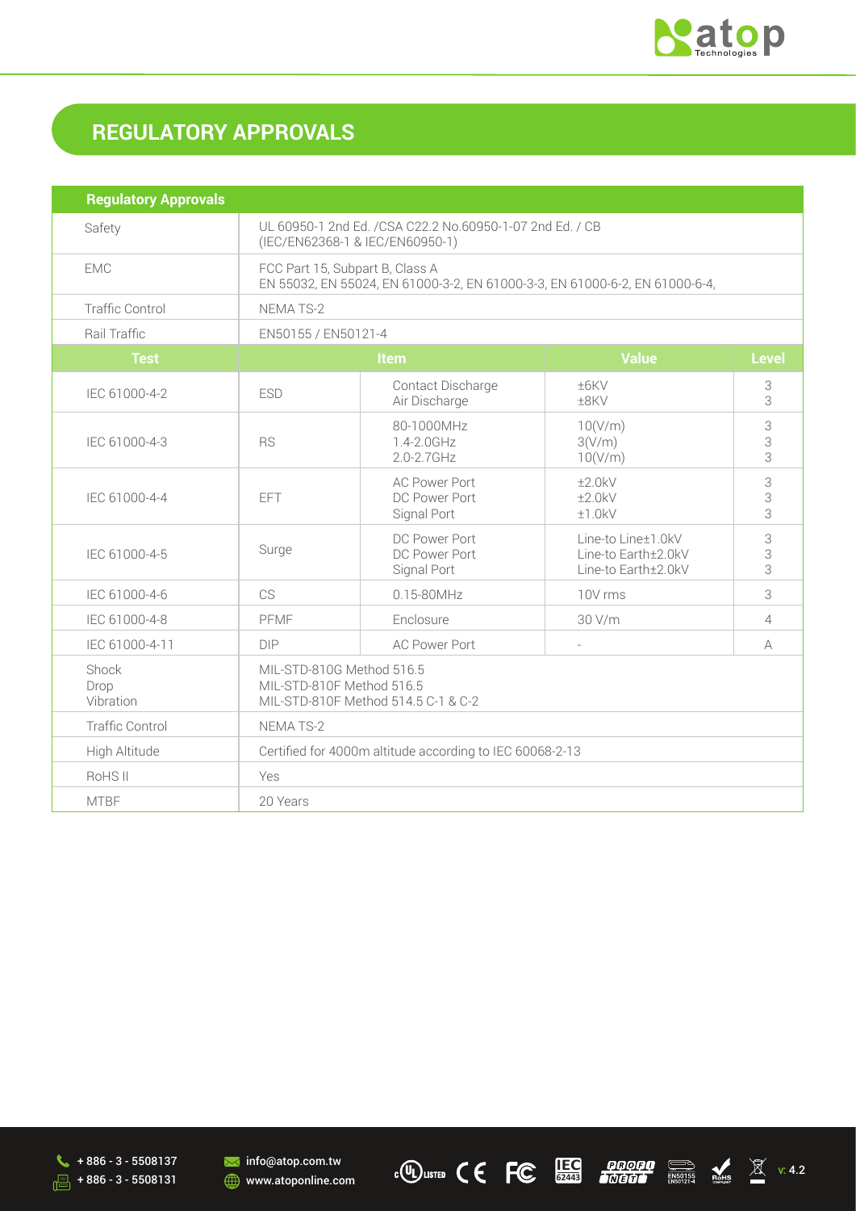## REGULATORY APPROVALS

| Regulatory Approvals | | | | |
|---|---|---|---|---|
| Safety | UL 60950-1 2nd Ed. /CSA C22.2 No.60950-1-07 2nd Ed. / CB (IEC/EN62368-1 & IEC/EN60950-1) | | | |
| EMC | FCC Part 15, Subpart B, Class A<br>EN 55032, EN 55024, EN 61000-3-2, EN 61000-3-3, EN 61000-6-2, EN 61000-6-4, | | | |
| Traffic Control | NEMA TS-2 | | | |
| Rail Traffic | EN50155 / EN50121-4 | | | |
| **Test** | **Item** | | **Value** | **Level** |
| IEC 61000-4-2 | ESD | Contact Discharge<br>Air Discharge | ±6KV<br>±8KV | 3<br>3 |
| IEC 61000-4-3 | RS | 80-1000MHz<br>1.4-2.0GHz<br>2.0-2.7GHz | 10(V/m)<br>3(V/m)<br>10(V/m) | 3<br>3<br>3 |
| IEC 61000-4-4 | EFT | AC Power Port<br>DC Power Port<br>Signal Port | ±2.0kV<br>±2.0kV<br>±1.0kV | 3<br>3<br>3 |
| IEC 61000-4-5 | Surge | DC Power Port<br>DC Power Port<br>Signal Port | Line-to Line±1.0kV<br>Line-to Earth±2.0kV<br>Line-to Earth±2.0kV | 3<br>3<br>3 |
| IEC 61000-4-6 | CS | 0.15-80MHz | 10V rms | 3 |
| IEC 61000-4-8 | PFMF | Enclosure | 30 V/m | 4 |
| IEC 61000-4-11 | DIP | AC Power Port | - | A |
| Shock<br>Drop<br>Vibration | MIL-STD-810G Method 516.5<br>MIL-STD-810F Method 516.5<br>MIL-STD-810F Method 514.5 C-1 & C-2 | | | |
| Traffic Control | NEMA TS-2 | | | |
| High Altitude | Certified for 4000m altitude according to IEC 60068-2-13 | | | |
| RoHS II | Yes | | | |
| MTBF | 20 Years | | | |

+ 886 - 3 - 5508137
+ 886 - 3 - 5508131
info@atop.com.tw
www.atoponline.com

v: 4.2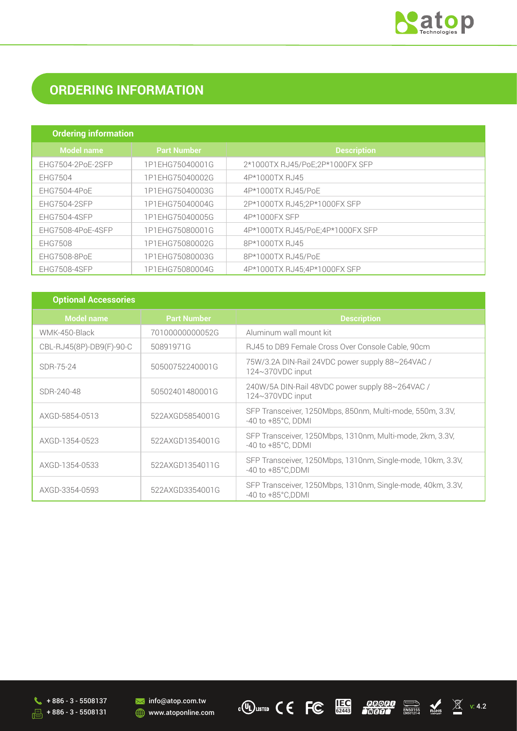## ORDERING INFORMATION

| Ordering information | | |
|---|---|---|
| **Model name** | **Part Number** | **Description** |
| EHG7504-2PoE-2SFP | 1P1EHG75040001G | 2*1000TX RJ45/PoE;2P*1000FX SFP |
| EHG7504 | 1P1EHG75040002G | 4P*1000TX RJ45 |
| EHG7504-4PoE | 1P1EHG75040003G | 4P*1000TX RJ45/PoE |
| EHG7504-2SFP | 1P1EHG75040004G | 2P*1000TX RJ45;2P*1000FX SFP |
| EHG7504-4SFP | 1P1EHG75040005G | 4P*1000FX SFP |
| EHG7508-4PoE-4SFP | 1P1EHG75080001G | 4P*1000TX RJ45/PoE;4P*1000FX SFP |
| EHG7508 | 1P1EHG75080002G | 8P*1000TX RJ45 |
| EHG7508-8PoE | 1P1EHG75080003G | 8P*1000TX RJ45/PoE |
| EHG7508-4SFP | 1P1EHG75080004G | 4P*1000TX RJ45;4P*1000FX SFP |

| Optional Accessories | | |
|---|---|---|
| **Model name** | **Part Number** | **Description** |
| WMK-450-Black | 70100000000052G | Aluminum wall mount kit |
| CBL-RJ45(8P)-DB9(F)-90-C | 50891971G | RJ45 to DB9 Female Cross Over Console Cable, 90cm |
| SDR-75-24 | 50500752240001G | 75W/3.2A DIN-Rail 24VDC power supply 88~264VAC / 124~370VDC input |
| SDR-240-48 | 50502401480001G | 240W/5A DIN-Rail 48VDC power supply 88~264VAC / 124~370VDC input |
| AXGD-5854-0513 | 522AXGD5854001G | SFP Transceiver, 1250Mbps, 850nm, Multi-mode, 550m, 3.3V, -40 to +85°C, DDMI |
| AXGD-1354-0523 | 522AXGD1354001G | SFP Transceiver, 1250Mbps, 1310nm, Multi-mode, 2km, 3.3V, -40 to +85°C, DDMI |
| AXGD-1354-0533 | 522AXGD1354011G | SFP Transceiver, 1250Mbps, 1310nm, Single-mode, 10km, 3.3V, -40 to +85°C,DDMI |
| AXGD-3354-0593 | 522AXGD3354001G | SFP Transceiver, 1250Mbps, 1310nm, Single-mode, 40km, 3.3V, -40 to +85°C,DDMI |

+ 886 - 3 - 5508137
+ 886 - 3 - 5508131
info@atop.com.tw
www.atoponline.com
v: 4.2